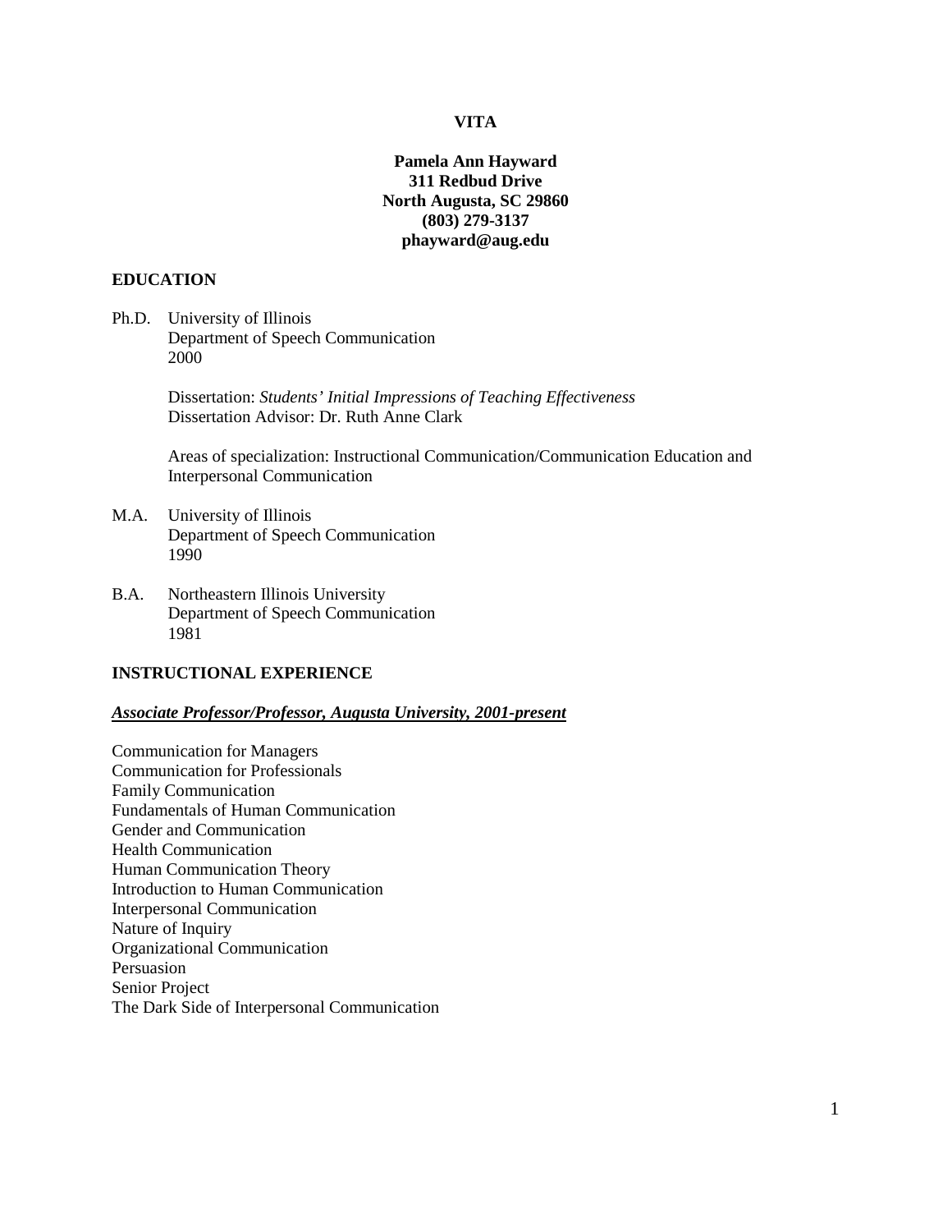# VITA

**Pamela Ann Hayward**
**311 Redbud Drive**
**North Augusta, SC 29860**
**(803) 279-3137**
**phayward@aug.edu**

## EDUCATION

Ph.D. University of Illinois
Department of Speech Communication
2000

Dissertation: *Students' Initial Impressions of Teaching Effectiveness*
Dissertation Advisor: Dr. Ruth Anne Clark

Areas of specialization: Instructional Communication/Communication Education and Interpersonal Communication

M.A. University of Illinois
Department of Speech Communication
1990

B.A. Northeastern Illinois University
Department of Speech Communication
1981

## INSTRUCTIONAL EXPERIENCE

***Associate Professor/Professor, Augusta University, 2001-present***

Communication for Managers
Communication for Professionals
Family Communication
Fundamentals of Human Communication
Gender and Communication
Health Communication
Human Communication Theory
Introduction to Human Communication
Interpersonal Communication
Nature of Inquiry
Organizational Communication
Persuasion
Senior Project
The Dark Side of Interpersonal Communication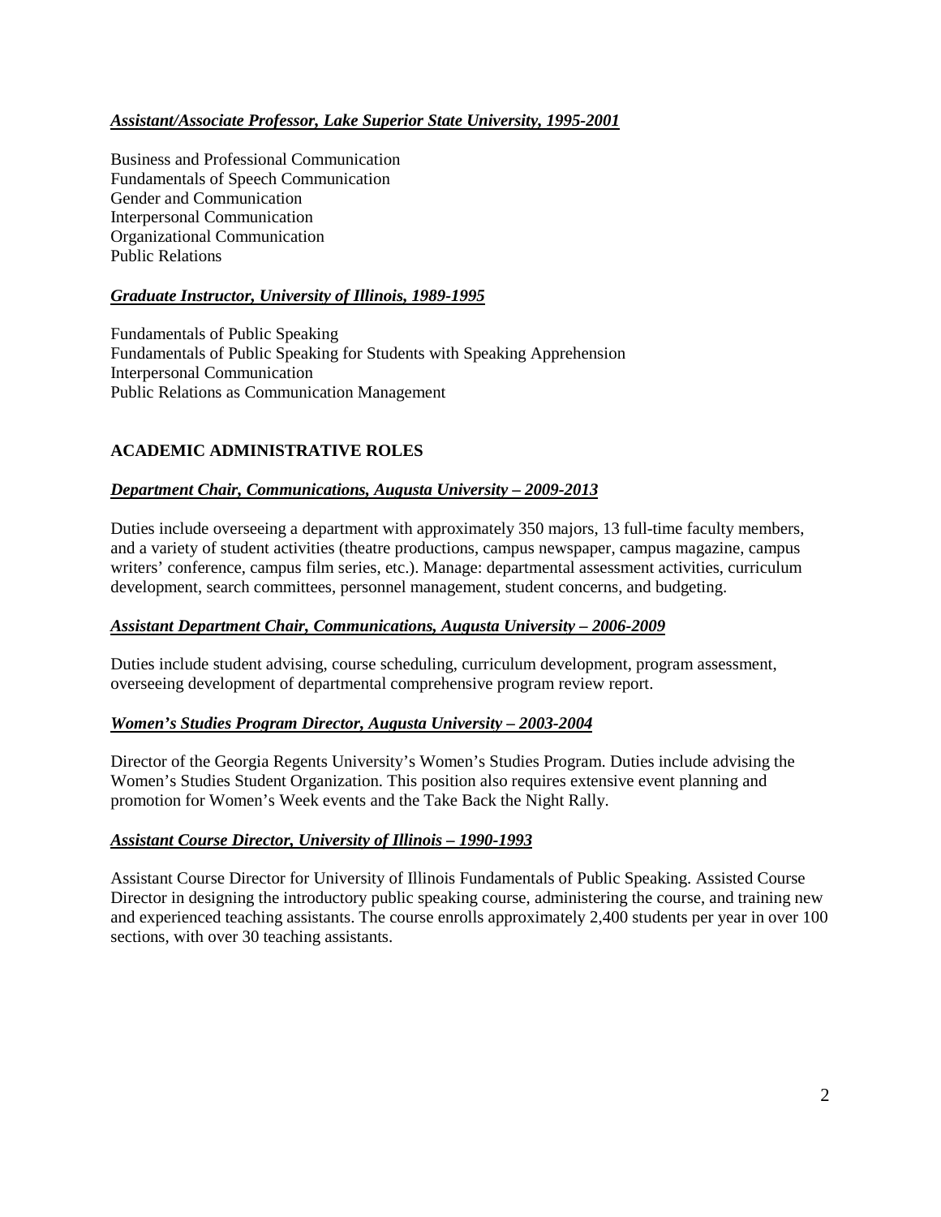***Assistant/Associate Professor, Lake Superior State University, 1995-2001***

Business and Professional Communication
Fundamentals of Speech Communication
Gender and Communication
Interpersonal Communication
Organizational Communication
Public Relations

***Graduate Instructor, University of Illinois, 1989-1995***

Fundamentals of Public Speaking
Fundamentals of Public Speaking for Students with Speaking Apprehension
Interpersonal Communication
Public Relations as Communication Management

## ACADEMIC ADMINISTRATIVE ROLES

***Department Chair, Communications, Augusta University – 2009-2013***

Duties include overseeing a department with approximately 350 majors, 13 full-time faculty members, and a variety of student activities (theatre productions, campus newspaper, campus magazine, campus writers' conference, campus film series, etc.). Manage: departmental assessment activities, curriculum development, search committees, personnel management, student concerns, and budgeting.

***Assistant Department Chair, Communications, Augusta University – 2006-2009***

Duties include student advising, course scheduling, curriculum development, program assessment, overseeing development of departmental comprehensive program review report.

***Women's Studies Program Director, Augusta University – 2003-2004***

Director of the Georgia Regents University's Women's Studies Program. Duties include advising the Women's Studies Student Organization. This position also requires extensive event planning and promotion for Women's Week events and the Take Back the Night Rally.

***Assistant Course Director, University of Illinois – 1990-1993***

Assistant Course Director for University of Illinois Fundamentals of Public Speaking. Assisted Course Director in designing the introductory public speaking course, administering the course, and training new and experienced teaching assistants. The course enrolls approximately 2,400 students per year in over 100 sections, with over 30 teaching assistants.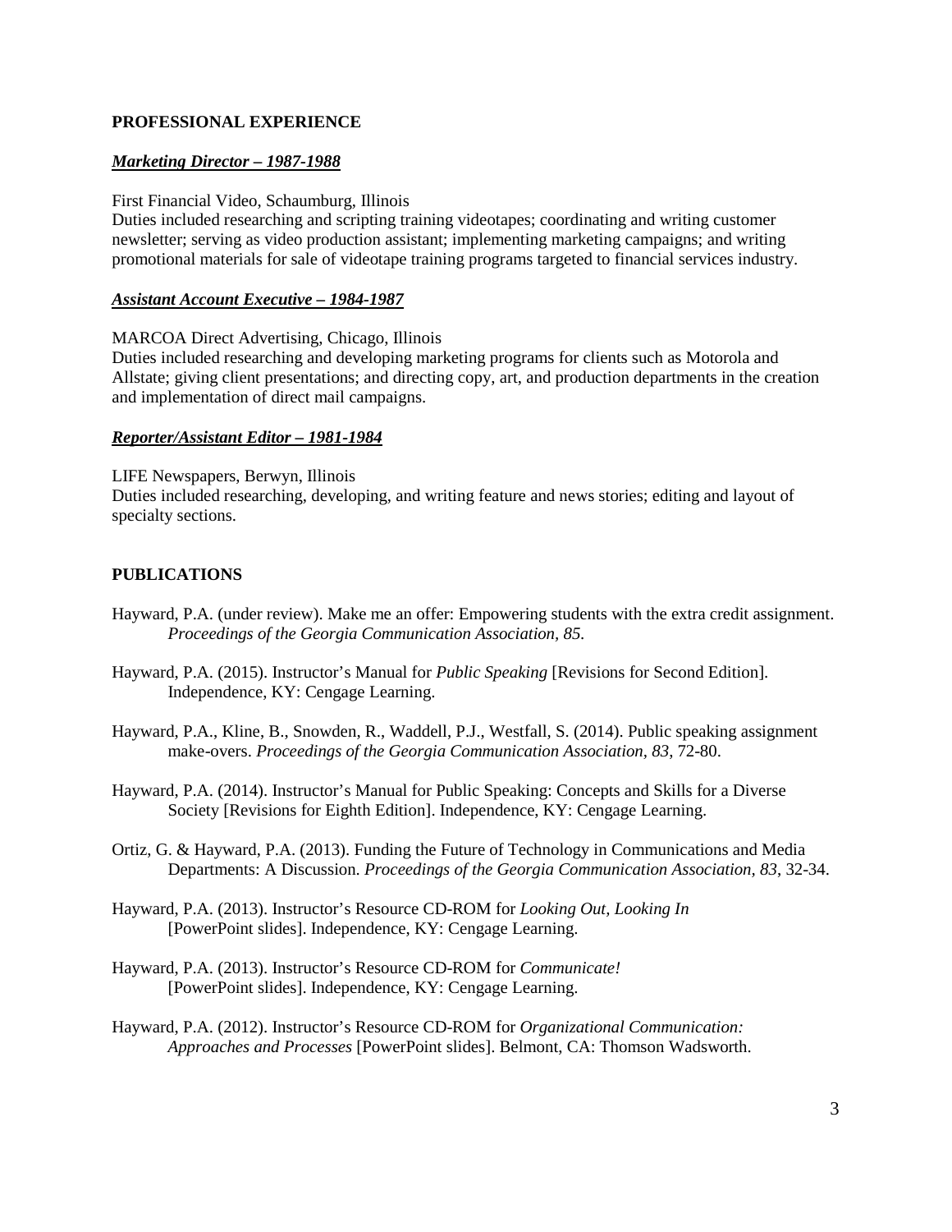## PROFESSIONAL EXPERIENCE

***Marketing Director – 1987-1988***

First Financial Video, Schaumburg, Illinois
Duties included researching and scripting training videotapes; coordinating and writing customer newsletter; serving as video production assistant; implementing marketing campaigns; and writing promotional materials for sale of videotape training programs targeted to financial services industry.

***Assistant Account Executive – 1984-1987***

MARCOA Direct Advertising, Chicago, Illinois
Duties included researching and developing marketing programs for clients such as Motorola and Allstate; giving client presentations; and directing copy, art, and production departments in the creation and implementation of direct mail campaigns.

***Reporter/Assistant Editor – 1981-1984***

LIFE Newspapers, Berwyn, Illinois
Duties included researching, developing, and writing feature and news stories; editing and layout of specialty sections.

## PUBLICATIONS

Hayward, P.A. (under review). Make me an offer: Empowering students with the extra credit assignment. *Proceedings of the Georgia Communication Association, 85.*

Hayward, P.A. (2015). Instructor's Manual for *Public Speaking* [Revisions for Second Edition]. Independence, KY: Cengage Learning.

Hayward, P.A., Kline, B., Snowden, R., Waddell, P.J., Westfall, S. (2014). Public speaking assignment make-overs. *Proceedings of the Georgia Communication Association, 83*, 72-80.

Hayward, P.A. (2014). Instructor's Manual for Public Speaking: Concepts and Skills for a Diverse Society [Revisions for Eighth Edition]. Independence, KY: Cengage Learning.

Ortiz, G. & Hayward, P.A. (2013). Funding the Future of Technology in Communications and Media Departments: A Discussion. *Proceedings of the Georgia Communication Association, 83*, 32-34.

Hayward, P.A. (2013). Instructor's Resource CD-ROM for *Looking Out, Looking In* [PowerPoint slides]. Independence, KY: Cengage Learning.

Hayward, P.A. (2013). Instructor's Resource CD-ROM for *Communicate!* [PowerPoint slides]. Independence, KY: Cengage Learning.

Hayward, P.A. (2012). Instructor's Resource CD-ROM for *Organizational Communication: Approaches and Processes* [PowerPoint slides]. Belmont, CA: Thomson Wadsworth.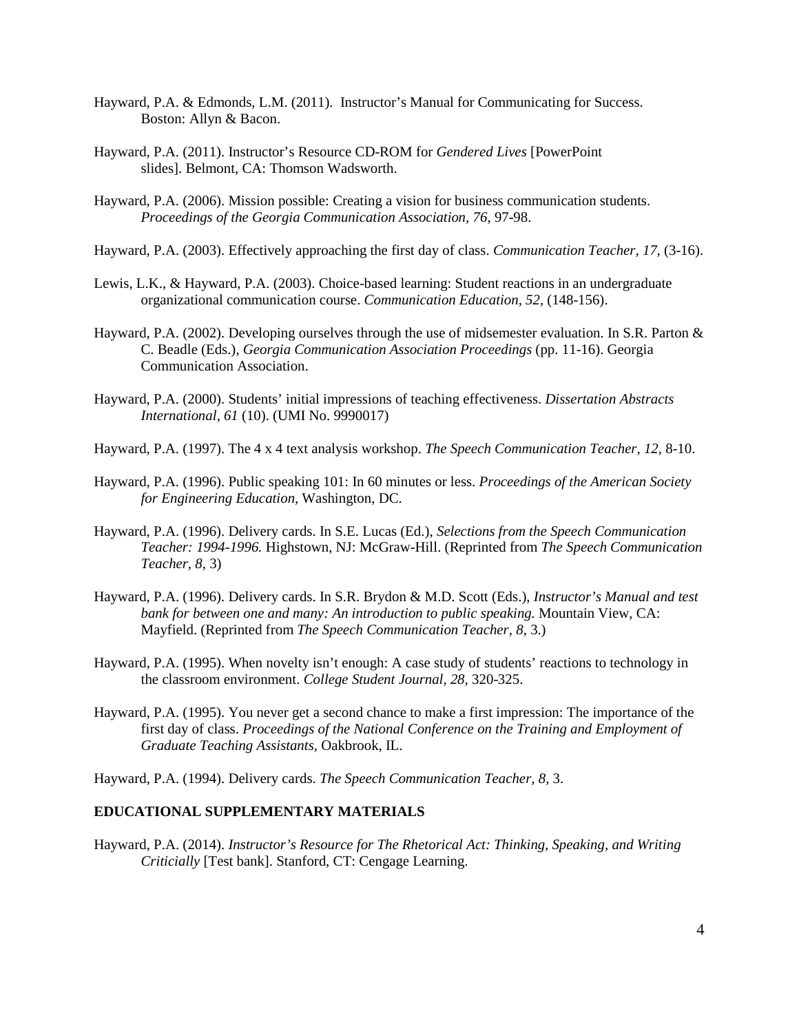Hayward, P.A. & Edmonds, L.M. (2011). Instructor's Manual for Communicating for Success. Boston: Allyn & Bacon.

Hayward, P.A. (2011). Instructor's Resource CD-ROM for *Gendered Lives* [PowerPoint slides]. Belmont, CA: Thomson Wadsworth.

Hayward, P.A. (2006). Mission possible: Creating a vision for business communication students. *Proceedings of the Georgia Communication Association, 76*, 97-98.

Hayward, P.A. (2003). Effectively approaching the first day of class. *Communication Teacher, 17,* (3-16).

Lewis, L.K., & Hayward, P.A. (2003). Choice-based learning: Student reactions in an undergraduate organizational communication course. *Communication Education, 52,* (148-156).

Hayward, P.A. (2002). Developing ourselves through the use of midsemester evaluation. In S.R. Parton & C. Beadle (Eds.), *Georgia Communication Association Proceedings* (pp. 11-16). Georgia Communication Association.

Hayward, P.A. (2000). Students' initial impressions of teaching effectiveness. *Dissertation Abstracts International, 61* (10). (UMI No. 9990017)

Hayward, P.A. (1997). The 4 x 4 text analysis workshop. *The Speech Communication Teacher, 12,* 8-10.

Hayward, P.A. (1996). Public speaking 101: In 60 minutes or less. *Proceedings of the American Society for Engineering Education*, Washington, DC.

Hayward, P.A. (1996). Delivery cards. In S.E. Lucas (Ed.), *Selections from the Speech Communication Teacher: 1994-1996.* Highstown, NJ: McGraw-Hill. (Reprinted from *The Speech Communication Teacher, 8,* 3)

Hayward, P.A. (1996). Delivery cards. In S.R. Brydon & M.D. Scott (Eds.), *Instructor's Manual and test bank for between one and many: An introduction to public speaking.* Mountain View, CA: Mayfield. (Reprinted from *The Speech Communication Teacher, 8,* 3.)

Hayward, P.A. (1995). When novelty isn't enough: A case study of students' reactions to technology in the classroom environment. *College Student Journal, 28,* 320-325.

Hayward, P.A. (1995). You never get a second chance to make a first impression: The importance of the first day of class. *Proceedings of the National Conference on the Training and Employment of Graduate Teaching Assistants,* Oakbrook, IL.

Hayward, P.A. (1994). Delivery cards. *The Speech Communication Teacher, 8,* 3.

**EDUCATIONAL SUPPLEMENTARY MATERIALS**

Hayward, P.A. (2014). *Instructor's Resource for The Rhetorical Act: Thinking, Speaking, and Writing Criticially* [Test bank]. Stanford, CT: Cengage Learning.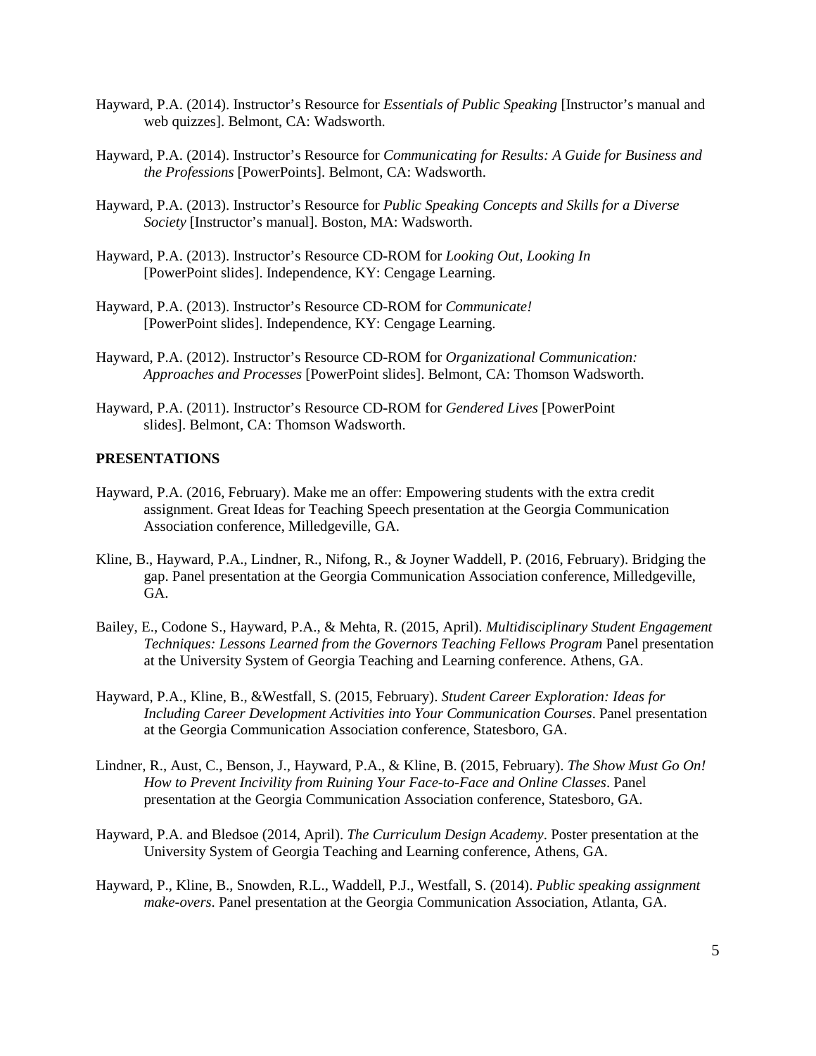Hayward, P.A. (2014). Instructor's Resource for *Essentials of Public Speaking* [Instructor's manual and web quizzes]. Belmont, CA: Wadsworth.

Hayward, P.A. (2014). Instructor's Resource for *Communicating for Results: A Guide for Business and the Professions* [PowerPoints]. Belmont, CA: Wadsworth.

Hayward, P.A. (2013). Instructor's Resource for *Public Speaking Concepts and Skills for a Diverse Society* [Instructor's manual]. Boston, MA: Wadsworth.

Hayward, P.A. (2013). Instructor's Resource CD-ROM for *Looking Out, Looking In* [PowerPoint slides]. Independence, KY: Cengage Learning.

Hayward, P.A. (2013). Instructor's Resource CD-ROM for *Communicate!* [PowerPoint slides]. Independence, KY: Cengage Learning.

Hayward, P.A. (2012). Instructor's Resource CD-ROM for *Organizational Communication: Approaches and Processes* [PowerPoint slides]. Belmont, CA: Thomson Wadsworth.

Hayward, P.A. (2011). Instructor's Resource CD-ROM for *Gendered Lives* [PowerPoint slides]. Belmont, CA: Thomson Wadsworth.

## PRESENTATIONS

Hayward, P.A. (2016, February). Make me an offer: Empowering students with the extra credit assignment. Great Ideas for Teaching Speech presentation at the Georgia Communication Association conference, Milledgeville, GA.

Kline, B., Hayward, P.A., Lindner, R., Nifong, R., & Joyner Waddell, P. (2016, February). Bridging the gap. Panel presentation at the Georgia Communication Association conference, Milledgeville, GA.

Bailey, E., Codone S., Hayward, P.A., & Mehta, R. (2015, April). *Multidisciplinary Student Engagement Techniques: Lessons Learned from the Governors Teaching Fellows Program* Panel presentation at the University System of Georgia Teaching and Learning conference. Athens, GA.

Hayward, P.A., Kline, B., &Westfall, S. (2015, February). *Student Career Exploration: Ideas for Including Career Development Activities into Your Communication Courses*. Panel presentation at the Georgia Communication Association conference, Statesboro, GA.

Lindner, R., Aust, C., Benson, J., Hayward, P.A., & Kline, B. (2015, February). *The Show Must Go On! How to Prevent Incivility from Ruining Your Face-to-Face and Online Classes*. Panel presentation at the Georgia Communication Association conference, Statesboro, GA.

Hayward, P.A. and Bledsoe (2014, April). *The Curriculum Design Academy*. Poster presentation at the University System of Georgia Teaching and Learning conference, Athens, GA.

Hayward, P., Kline, B., Snowden, R.L., Waddell, P.J., Westfall, S. (2014). *Public speaking assignment make-overs*. Panel presentation at the Georgia Communication Association, Atlanta, GA.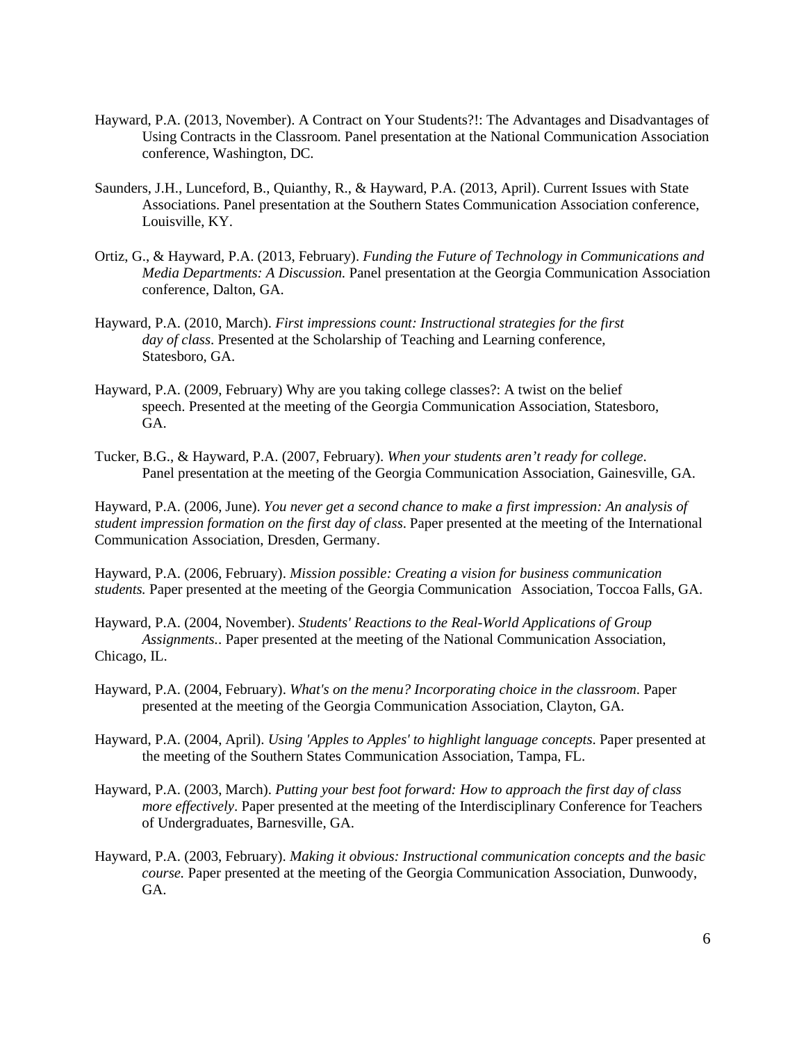Hayward, P.A. (2013, November). A Contract on Your Students?!: The Advantages and Disadvantages of Using Contracts in the Classroom. Panel presentation at the National Communication Association conference, Washington, DC.

Saunders, J.H., Lunceford, B., Quianthy, R., & Hayward, P.A. (2013, April). Current Issues with State Associations. Panel presentation at the Southern States Communication Association conference, Louisville, KY.

Ortiz, G., & Hayward, P.A. (2013, February). *Funding the Future of Technology in Communications and Media Departments: A Discussion.* Panel presentation at the Georgia Communication Association conference, Dalton, GA.

Hayward, P.A. (2010, March). *First impressions count: Instructional strategies for the first day of class*. Presented at the Scholarship of Teaching and Learning conference, Statesboro, GA.

Hayward, P.A. (2009, February) Why are you taking college classes?: A twist on the belief speech. Presented at the meeting of the Georgia Communication Association, Statesboro, GA.

Tucker, B.G., & Hayward, P.A. (2007, February). *When your students aren't ready for college*. Panel presentation at the meeting of the Georgia Communication Association, Gainesville, GA.

Hayward, P.A. (2006, June). *You never get a second chance to make a first impression: An analysis of student impression formation on the first day of class*. Paper presented at the meeting of the International Communication Association, Dresden, Germany.

Hayward, P.A. (2006, February). *Mission possible: Creating a vision for business communication students.* Paper presented at the meeting of the Georgia Communication Association, Toccoa Falls, GA.

Hayward, P.A. (2004, November). *Students' Reactions to the Real-World Applications of Group Assignments.*. Paper presented at the meeting of the National Communication Association, Chicago, IL.

Hayward, P.A. (2004, February). *What's on the menu? Incorporating choice in the classroom*. Paper presented at the meeting of the Georgia Communication Association, Clayton, GA.

Hayward, P.A. (2004, April). *Using 'Apples to Apples' to highlight language concepts*. Paper presented at the meeting of the Southern States Communication Association, Tampa, FL.

Hayward, P.A. (2003, March). *Putting your best foot forward: How to approach the first day of class more effectively*. Paper presented at the meeting of the Interdisciplinary Conference for Teachers of Undergraduates, Barnesville, GA.

Hayward, P.A. (2003, February). *Making it obvious: Instructional communication concepts and the basic course.* Paper presented at the meeting of the Georgia Communication Association, Dunwoody, GA.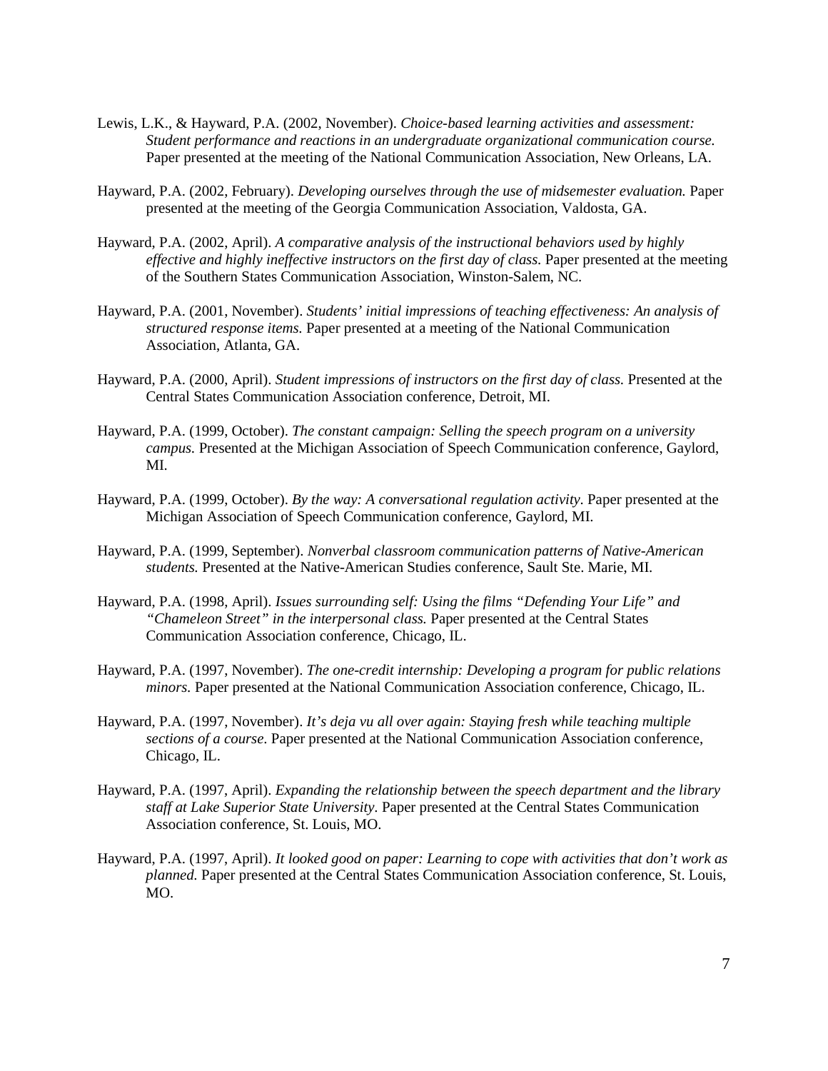Lewis, L.K., & Hayward, P.A. (2002, November). *Choice-based learning activities and assessment: Student performance and reactions in an undergraduate organizational communication course.* Paper presented at the meeting of the National Communication Association, New Orleans, LA.

Hayward, P.A. (2002, February). *Developing ourselves through the use of midsemester evaluation.* Paper presented at the meeting of the Georgia Communication Association, Valdosta, GA.

Hayward, P.A. (2002, April). *A comparative analysis of the instructional behaviors used by highly effective and highly ineffective instructors on the first day of class.* Paper presented at the meeting of the Southern States Communication Association, Winston-Salem, NC.

Hayward, P.A. (2001, November). *Students' initial impressions of teaching effectiveness: An analysis of structured response items.* Paper presented at a meeting of the National Communication Association, Atlanta, GA.

Hayward, P.A. (2000, April). *Student impressions of instructors on the first day of class.* Presented at the Central States Communication Association conference, Detroit, MI.

Hayward, P.A. (1999, October). *The constant campaign: Selling the speech program on a university campus.* Presented at the Michigan Association of Speech Communication conference, Gaylord, MI.

Hayward, P.A. (1999, October). *By the way: A conversational regulation activity.* Paper presented at the Michigan Association of Speech Communication conference, Gaylord, MI.

Hayward, P.A. (1999, September). *Nonverbal classroom communication patterns of Native-American students.* Presented at the Native-American Studies conference, Sault Ste. Marie, MI.

Hayward, P.A. (1998, April). *Issues surrounding self: Using the films "Defending Your Life" and "Chameleon Street" in the interpersonal class.* Paper presented at the Central States Communication Association conference, Chicago, IL.

Hayward, P.A. (1997, November). *The one-credit internship: Developing a program for public relations minors.* Paper presented at the National Communication Association conference, Chicago, IL.

Hayward, P.A. (1997, November). *It's deja vu all over again: Staying fresh while teaching multiple sections of a course*. Paper presented at the National Communication Association conference, Chicago, IL.

Hayward, P.A. (1997, April). *Expanding the relationship between the speech department and the library staff at Lake Superior State University*. Paper presented at the Central States Communication Association conference, St. Louis, MO.

Hayward, P.A. (1997, April). *It looked good on paper: Learning to cope with activities that don't work as planned.* Paper presented at the Central States Communication Association conference, St. Louis, MO.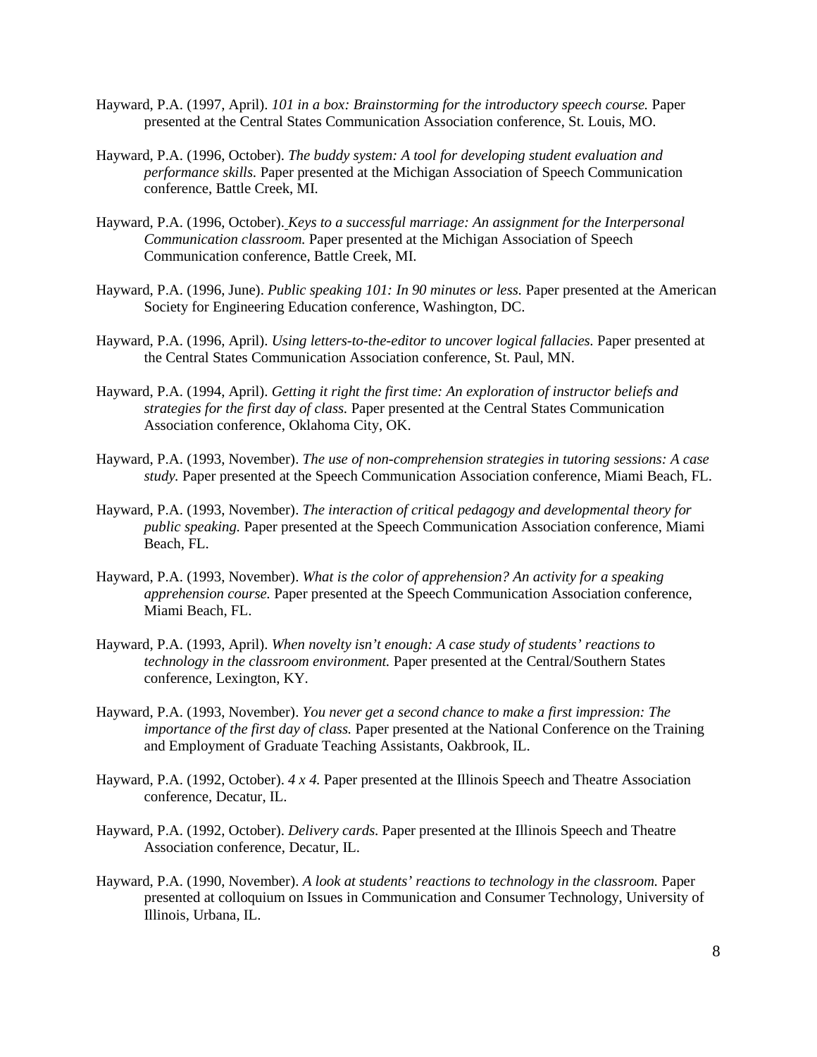Hayward, P.A. (1997, April). *101 in a box: Brainstorming for the introductory speech course.* Paper presented at the Central States Communication Association conference, St. Louis, MO.

Hayward, P.A. (1996, October). *The buddy system: A tool for developing student evaluation and performance skills.* Paper presented at the Michigan Association of Speech Communication conference, Battle Creek, MI.

Hayward, P.A. (1996, October). *Keys to a successful marriage: An assignment for the Interpersonal Communication classroom.* Paper presented at the Michigan Association of Speech Communication conference, Battle Creek, MI.

Hayward, P.A. (1996, June). *Public speaking 101: In 90 minutes or less.* Paper presented at the American Society for Engineering Education conference, Washington, DC.

Hayward, P.A. (1996, April). *Using letters-to-the-editor to uncover logical fallacies.* Paper presented at the Central States Communication Association conference, St. Paul, MN.

Hayward, P.A. (1994, April). *Getting it right the first time: An exploration of instructor beliefs and strategies for the first day of class.* Paper presented at the Central States Communication Association conference, Oklahoma City, OK.

Hayward, P.A. (1993, November). *The use of non-comprehension strategies in tutoring sessions: A case study.* Paper presented at the Speech Communication Association conference, Miami Beach, FL.

Hayward, P.A. (1993, November). *The interaction of critical pedagogy and developmental theory for public speaking.* Paper presented at the Speech Communication Association conference, Miami Beach, FL.

Hayward, P.A. (1993, November). *What is the color of apprehension? An activity for a speaking apprehension course.* Paper presented at the Speech Communication Association conference, Miami Beach, FL.

Hayward, P.A. (1993, April). *When novelty isn't enough: A case study of students' reactions to technology in the classroom environment.* Paper presented at the Central/Southern States conference, Lexington, KY.

Hayward, P.A. (1993, November). *You never get a second chance to make a first impression: The importance of the first day of class.* Paper presented at the National Conference on the Training and Employment of Graduate Teaching Assistants, Oakbrook, IL.

Hayward, P.A. (1992, October). *4 x 4.* Paper presented at the Illinois Speech and Theatre Association conference, Decatur, IL.

Hayward, P.A. (1992, October). *Delivery cards.* Paper presented at the Illinois Speech and Theatre Association conference, Decatur, IL.

Hayward, P.A. (1990, November). *A look at students' reactions to technology in the classroom.* Paper presented at colloquium on Issues in Communication and Consumer Technology, University of Illinois, Urbana, IL.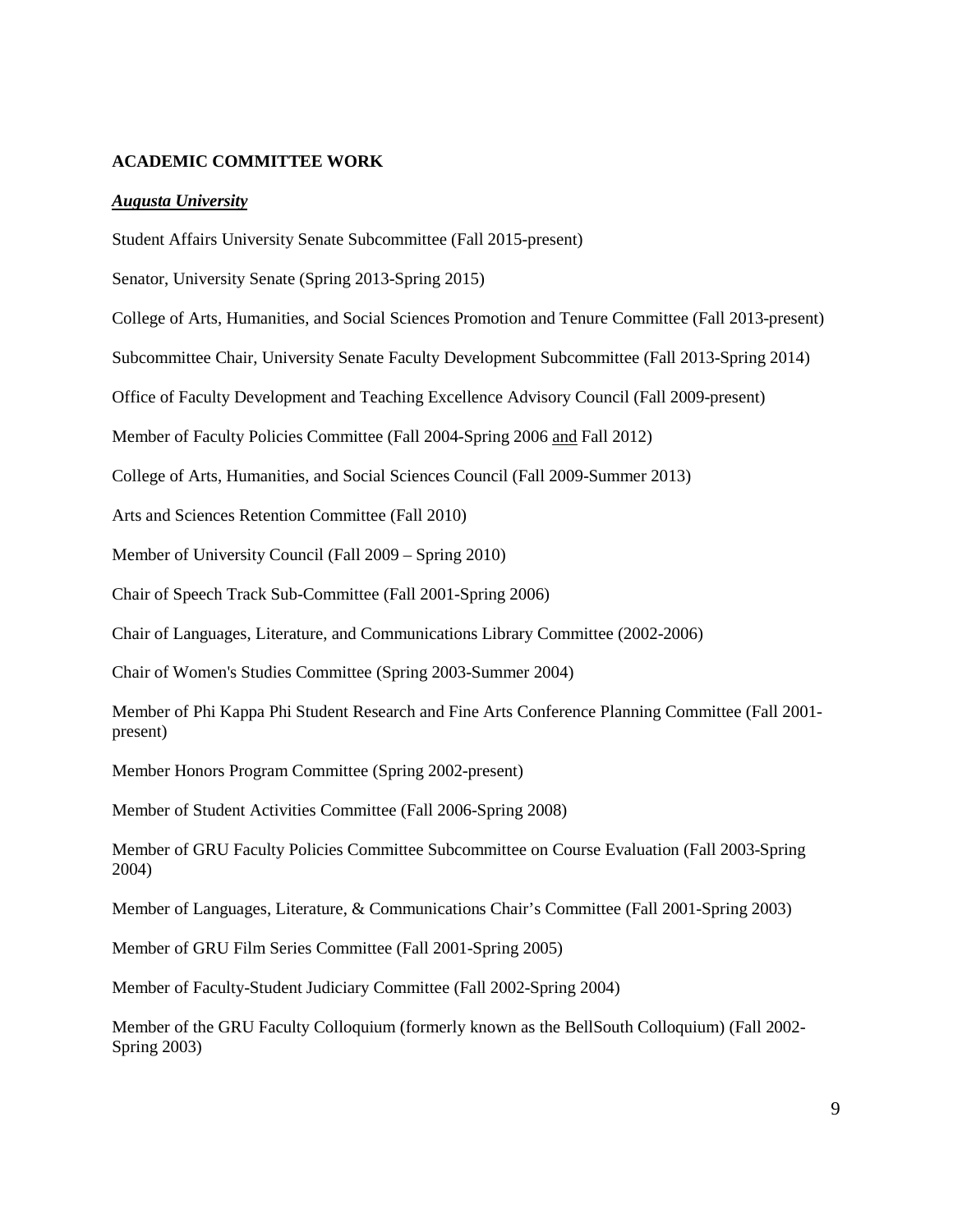## ACADEMIC COMMITTEE WORK

***Augusta University***

Student Affairs University Senate Subcommittee (Fall 2015-present)

Senator, University Senate (Spring 2013-Spring 2015)

College of Arts, Humanities, and Social Sciences Promotion and Tenure Committee (Fall 2013-present)

Subcommittee Chair, University Senate Faculty Development Subcommittee (Fall 2013-Spring 2014)

Office of Faculty Development and Teaching Excellence Advisory Council (Fall 2009-present)

Member of Faculty Policies Committee (Fall 2004-Spring 2006 and Fall 2012)

College of Arts, Humanities, and Social Sciences Council (Fall 2009-Summer 2013)

Arts and Sciences Retention Committee (Fall 2010)

Member of University Council (Fall 2009 – Spring 2010)

Chair of Speech Track Sub-Committee (Fall 2001-Spring 2006)

Chair of Languages, Literature, and Communications Library Committee (2002-2006)

Chair of Women's Studies Committee (Spring 2003-Summer 2004)

Member of Phi Kappa Phi Student Research and Fine Arts Conference Planning Committee (Fall 2001-present)

Member Honors Program Committee (Spring 2002-present)

Member of Student Activities Committee (Fall 2006-Spring 2008)

Member of GRU Faculty Policies Committee Subcommittee on Course Evaluation (Fall 2003-Spring 2004)

Member of Languages, Literature, & Communications Chair's Committee (Fall 2001-Spring 2003)

Member of GRU Film Series Committee (Fall 2001-Spring 2005)

Member of Faculty-Student Judiciary Committee (Fall 2002-Spring 2004)

Member of the GRU Faculty Colloquium (formerly known as the BellSouth Colloquium) (Fall 2002-Spring 2003)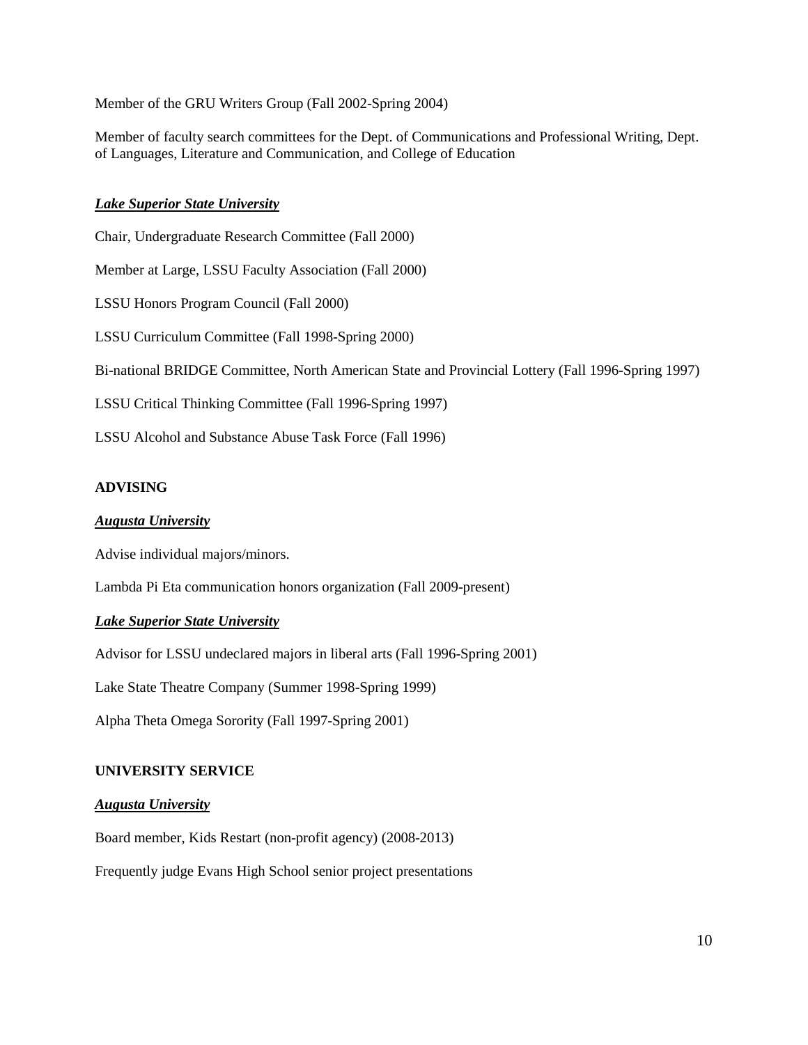Member of the GRU Writers Group (Fall 2002-Spring 2004)

Member of faculty search committees for the Dept. of Communications and Professional Writing, Dept. of Languages, Literature and Communication, and College of Education

***Lake Superior State University***

Chair, Undergraduate Research Committee (Fall 2000)

Member at Large, LSSU Faculty Association (Fall 2000)

LSSU Honors Program Council (Fall 2000)

LSSU Curriculum Committee (Fall 1998-Spring 2000)

Bi-national BRIDGE Committee, North American State and Provincial Lottery (Fall 1996-Spring 1997)

LSSU Critical Thinking Committee (Fall 1996-Spring 1997)

LSSU Alcohol and Substance Abuse Task Force (Fall 1996)

## ADVISING

***Augusta University***

Advise individual majors/minors.

Lambda Pi Eta communication honors organization (Fall 2009-present)

***Lake Superior State University***

Advisor for LSSU undeclared majors in liberal arts (Fall 1996-Spring 2001)

Lake State Theatre Company (Summer 1998-Spring 1999)

Alpha Theta Omega Sorority (Fall 1997-Spring 2001)

## UNIVERSITY SERVICE

***Augusta University***

Board member, Kids Restart (non-profit agency) (2008-2013)

Frequently judge Evans High School senior project presentations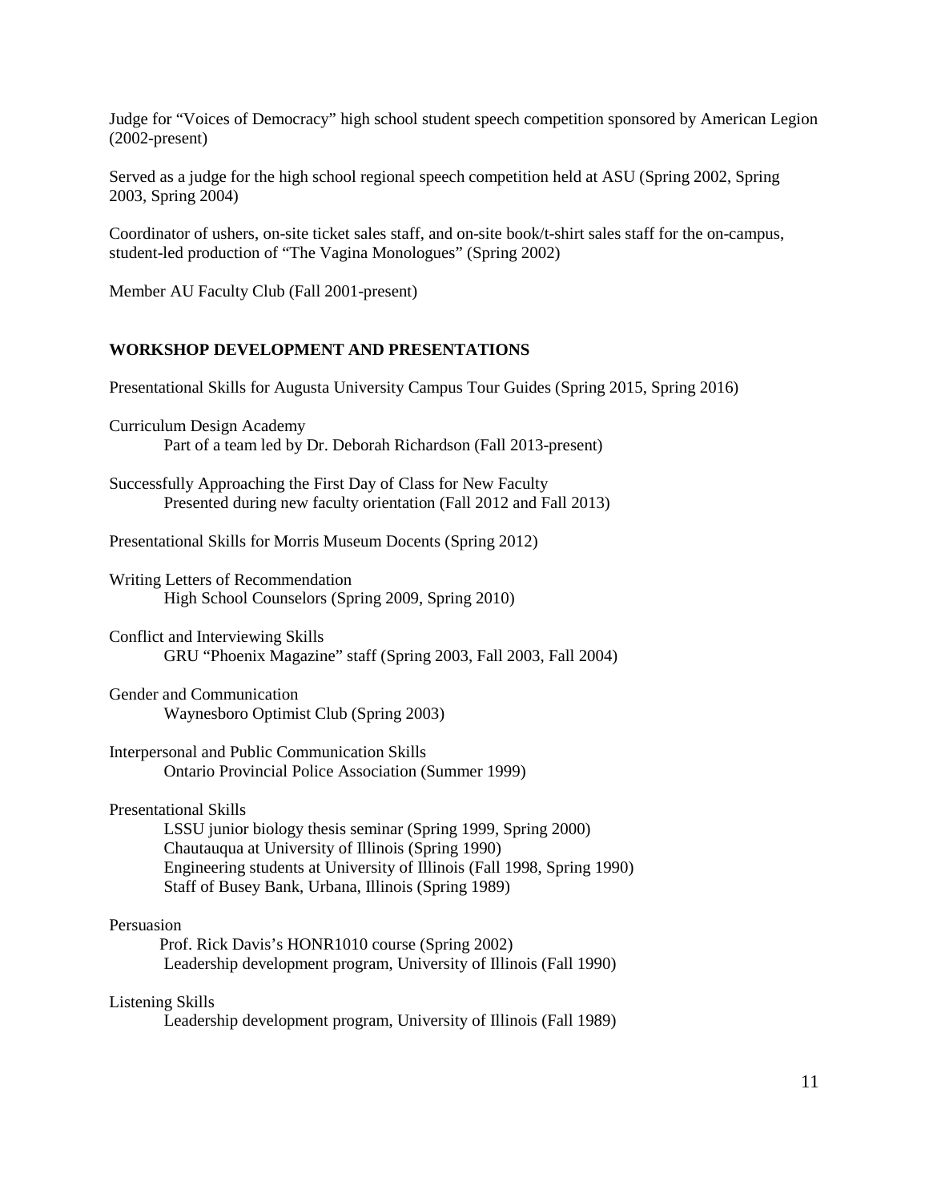Judge for "Voices of Democracy" high school student speech competition sponsored by American Legion (2002-present)

Served as a judge for the high school regional speech competition held at ASU (Spring 2002, Spring 2003, Spring 2004)

Coordinator of ushers, on-site ticket sales staff, and on-site book/t-shirt sales staff for the on-campus, student-led production of "The Vagina Monologues" (Spring 2002)

Member AU Faculty Club (Fall 2001-present)

## WORKSHOP DEVELOPMENT AND PRESENTATIONS

Presentational Skills for Augusta University Campus Tour Guides (Spring 2015, Spring 2016)

Curriculum Design Academy
    Part of a team led by Dr. Deborah Richardson (Fall 2013-present)

Successfully Approaching the First Day of Class for New Faculty
    Presented during new faculty orientation (Fall 2012 and Fall 2013)

Presentational Skills for Morris Museum Docents (Spring 2012)

Writing Letters of Recommendation
    High School Counselors (Spring 2009, Spring 2010)

Conflict and Interviewing Skills
    GRU "Phoenix Magazine" staff (Spring 2003, Fall 2003, Fall 2004)

Gender and Communication
    Waynesboro Optimist Club (Spring 2003)

Interpersonal and Public Communication Skills
    Ontario Provincial Police Association (Summer 1999)

Presentational Skills
    LSSU junior biology thesis seminar (Spring 1999, Spring 2000)
    Chautauqua at University of Illinois (Spring 1990)
    Engineering students at University of Illinois (Fall 1998, Spring 1990)
    Staff of Busey Bank, Urbana, Illinois (Spring 1989)

Persuasion
    Prof. Rick Davis's HONR1010 course (Spring 2002)
    Leadership development program, University of Illinois (Fall 1990)

Listening Skills
    Leadership development program, University of Illinois (Fall 1989)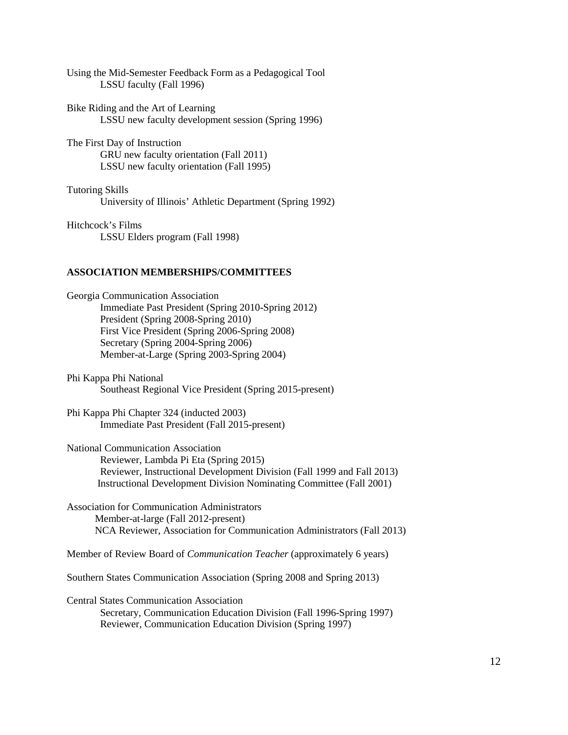Using the Mid-Semester Feedback Form as a Pedagogical Tool
    LSSU faculty (Fall 1996)

Bike Riding and the Art of Learning
    LSSU new faculty development session (Spring 1996)

The First Day of Instruction
    GRU new faculty orientation (Fall 2011)
    LSSU new faculty orientation (Fall 1995)

Tutoring Skills
    University of Illinois' Athletic Department (Spring 1992)

Hitchcock's Films
    LSSU Elders program (Fall 1998)

## ASSOCIATION MEMBERSHIPS/COMMITTEES

Georgia Communication Association
    Immediate Past President (Spring 2010-Spring 2012)
    President (Spring 2008-Spring 2010)
    First Vice President (Spring 2006-Spring 2008)
    Secretary (Spring 2004-Spring 2006)
    Member-at-Large (Spring 2003-Spring 2004)

Phi Kappa Phi National
    Southeast Regional Vice President (Spring 2015-present)

Phi Kappa Phi Chapter 324 (inducted 2003)
    Immediate Past President (Fall 2015-present)

National Communication Association
    Reviewer, Lambda Pi Eta (Spring 2015)
    Reviewer, Instructional Development Division (Fall 1999 and Fall 2013)
    Instructional Development Division Nominating Committee (Fall 2001)

Association for Communication Administrators
    Member-at-large (Fall 2012-present)
    NCA Reviewer, Association for Communication Administrators (Fall 2013)

Member of Review Board of *Communication Teacher* (approximately 6 years)

Southern States Communication Association (Spring 2008 and Spring 2013)

Central States Communication Association
    Secretary, Communication Education Division (Fall 1996-Spring 1997)
    Reviewer, Communication Education Division (Spring 1997)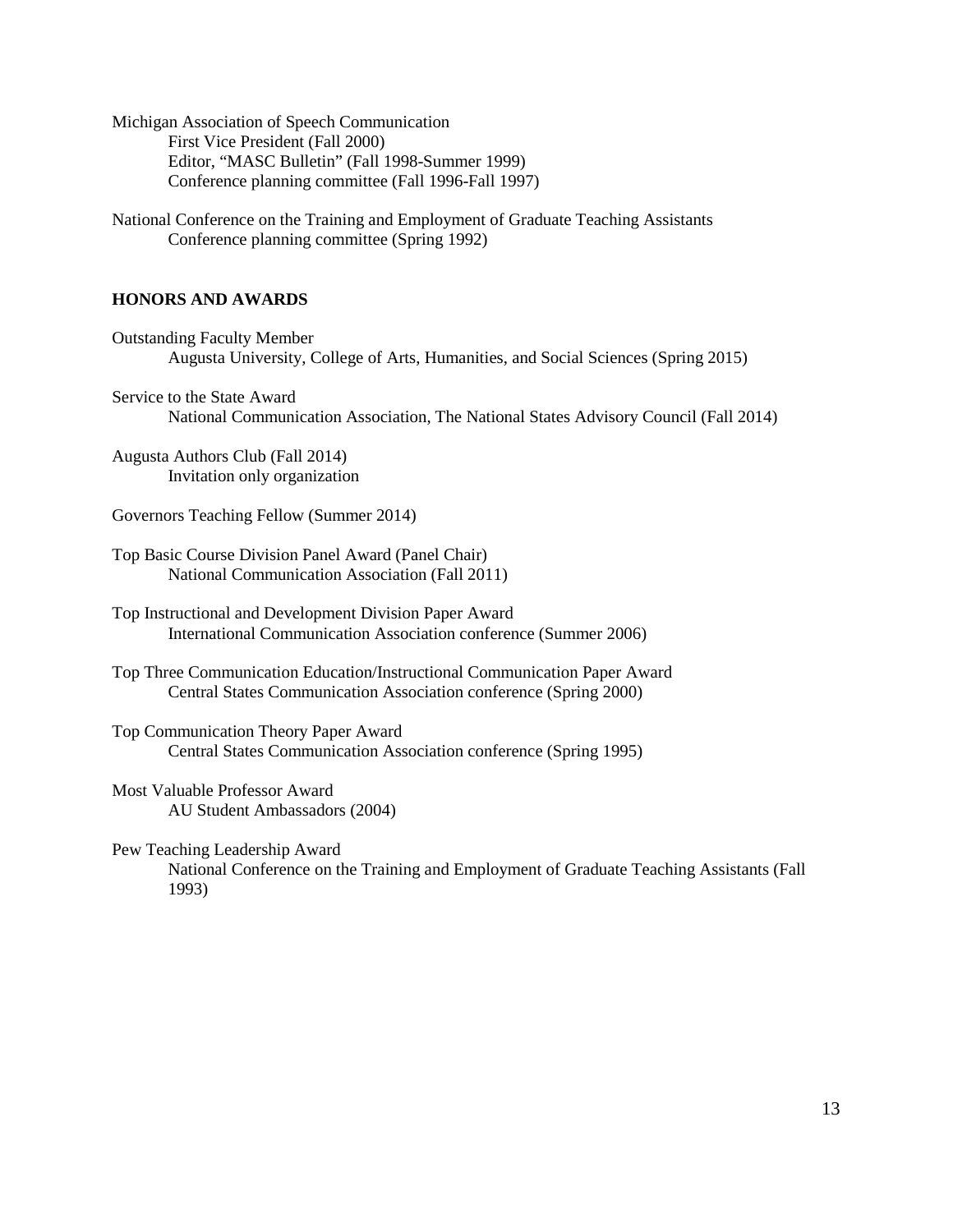Michigan Association of Speech Communication
First Vice President (Fall 2000)
Editor, "MASC Bulletin" (Fall 1998-Summer 1999)
Conference planning committee (Fall 1996-Fall 1997)

National Conference on the Training and Employment of Graduate Teaching Assistants
Conference planning committee (Spring 1992)

## HONORS AND AWARDS

Outstanding Faculty Member
Augusta University, College of Arts, Humanities, and Social Sciences (Spring 2015)

Service to the State Award
National Communication Association, The National States Advisory Council (Fall 2014)

Augusta Authors Club (Fall 2014)
Invitation only organization

Governors Teaching Fellow (Summer 2014)

Top Basic Course Division Panel Award (Panel Chair)
National Communication Association (Fall 2011)

Top Instructional and Development Division Paper Award
International Communication Association conference (Summer 2006)

Top Three Communication Education/Instructional Communication Paper Award
Central States Communication Association conference (Spring 2000)

Top Communication Theory Paper Award
Central States Communication Association conference (Spring 1995)

Most Valuable Professor Award
AU Student Ambassadors (2004)

Pew Teaching Leadership Award
National Conference on the Training and Employment of Graduate Teaching Assistants (Fall 1993)